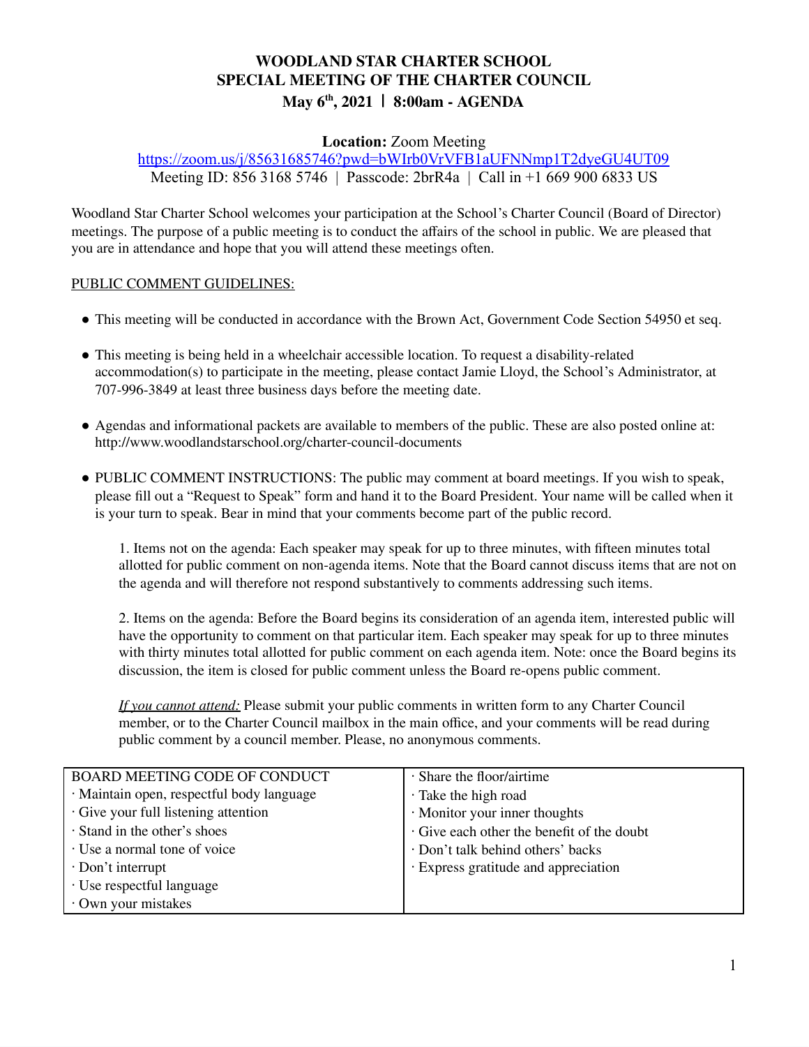# WOODLAND STAR CHARTER SCHOOL
## SPECIAL MEETING OF THE CHARTER COUNCIL
### May 6th, 2021 | 8:00am - AGENDA

**Location:** Zoom Meeting
https://zoom.us/j/85631685746?pwd=bWIrb0VrVFB1aUFNNmp1T2dyeGU4UT09
Meeting ID: 856 3168 5746 | Passcode: 2brR4a | Call in +1 669 900 6833 US

Woodland Star Charter School welcomes your participation at the School's Charter Council (Board of Director) meetings. The purpose of a public meeting is to conduct the affairs of the school in public. We are pleased that you are in attendance and hope that you will attend these meetings often.

PUBLIC COMMENT GUIDELINES:

- This meeting will be conducted in accordance with the Brown Act, Government Code Section 54950 et seq.
- This meeting is being held in a wheelchair accessible location. To request a disability-related accommodation(s) to participate in the meeting, please contact Jamie Lloyd, the School's Administrator, at 707-996-3849 at least three business days before the meeting date.
- Agendas and informational packets are available to members of the public. These are also posted online at: http://www.woodlandstarschool.org/charter-council-documents
- PUBLIC COMMENT INSTRUCTIONS: The public may comment at board meetings. If you wish to speak, please fill out a "Request to Speak" form and hand it to the Board President. Your name will be called when it is your turn to speak. Bear in mind that your comments become part of the public record.

  1. Items not on the agenda: Each speaker may speak for up to three minutes, with fifteen minutes total allotted for public comment on non-agenda items. Note that the Board cannot discuss items that are not on the agenda and will therefore not respond substantively to comments addressing such items.

  2. Items on the agenda: Before the Board begins its consideration of an agenda item, interested public will have the opportunity to comment on that particular item. Each speaker may speak for up to three minutes with thirty minutes total allotted for public comment on each agenda item. Note: once the Board begins its discussion, the item is closed for public comment unless the Board re-opens public comment.

  *If you cannot attend:* Please submit your public comments in written form to any Charter Council member, or to the Charter Council mailbox in the main office, and your comments will be read during public comment by a council member. Please, no anonymous comments.

| BOARD MEETING CODE OF CONDUCT | · Share the floor/airtime |
|---|---|
| · Maintain open, respectful body language | · Take the high road |
| · Give your full listening attention | · Monitor your inner thoughts |
| · Stand in the other's shoes | · Give each other the benefit of the doubt |
| · Use a normal tone of voice | · Don't talk behind others' backs |
| · Don't interrupt | · Express gratitude and appreciation |
| · Use respectful language | |
| · Own your mistakes | |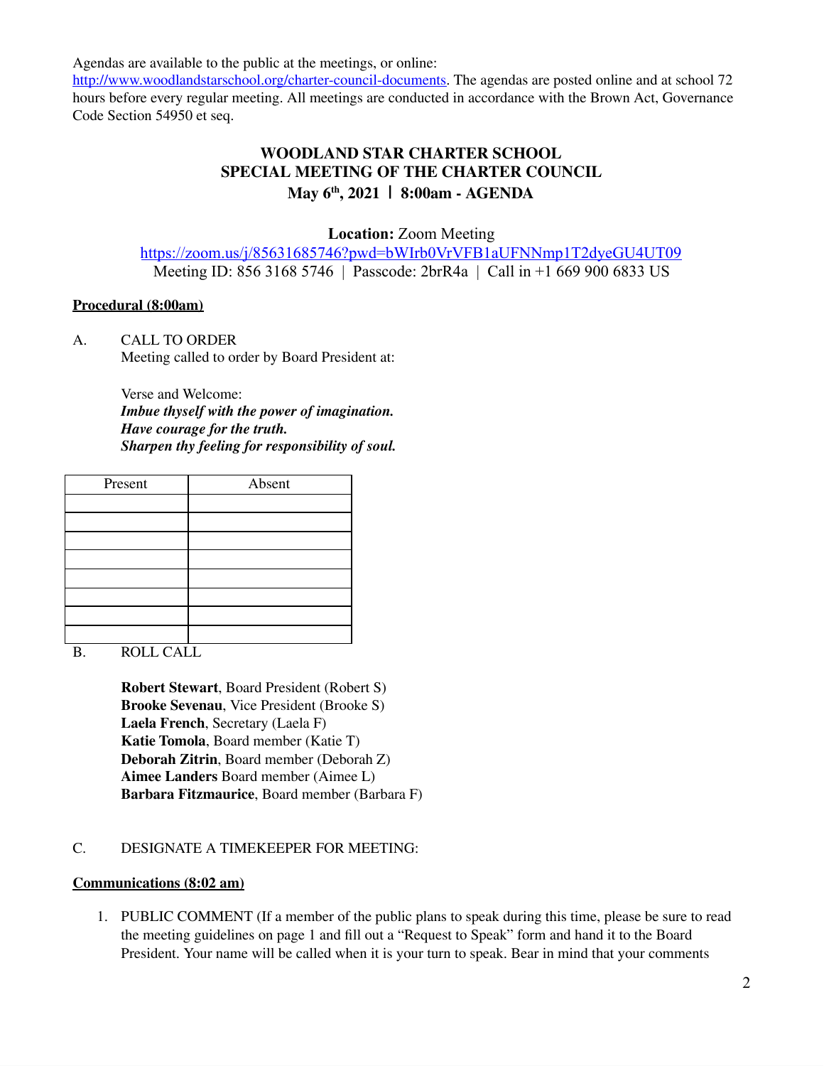Agendas are available to the public at the meetings, or online: http://www.woodlandstarschool.org/charter-council-documents. The agendas are posted online and at school 72 hours before every regular meeting. All meetings are conducted in accordance with the Brown Act, Governance Code Section 54950 et seq.

# WOODLAND STAR CHARTER SCHOOL
## SPECIAL MEETING OF THE CHARTER COUNCIL
### May 6th, 2021 | 8:00am - AGENDA

**Location:** Zoom Meeting
https://zoom.us/j/85631685746?pwd=bWIrb0VrVFB1aUFNNmp1T2dyeGU4UT09
Meeting ID: 856 3168 5746 | Passcode: 2brR4a | Call in +1 669 900 6833 US

**Procedural (8:00am)**

A. CALL TO ORDER
Meeting called to order by Board President at:

Verse and Welcome:
***Imbue thyself with the power of imagination.***
***Have courage for the truth.***
***Sharpen thy feeling for responsibility of soul.***

| Present | Absent |
|---|---|
| | |
| | |
| | |
| | |
| | |
| | |
| | |
| | |

B. ROLL CALL

**Robert Stewart**, Board President (Robert S)
**Brooke Sevenau**, Vice President (Brooke S)
**Laela French**, Secretary (Laela F)
**Katie Tomola**, Board member (Katie T)
**Deborah Zitrin**, Board member (Deborah Z)
**Aimee Landers** Board member (Aimee L)
**Barbara Fitzmaurice**, Board member (Barbara F)

C. DESIGNATE A TIMEKEEPER FOR MEETING:

**Communications (8:02 am)**

1. PUBLIC COMMENT (If a member of the public plans to speak during this time, please be sure to read the meeting guidelines on page 1 and fill out a "Request to Speak" form and hand it to the Board President. Your name will be called when it is your turn to speak. Bear in mind that your comments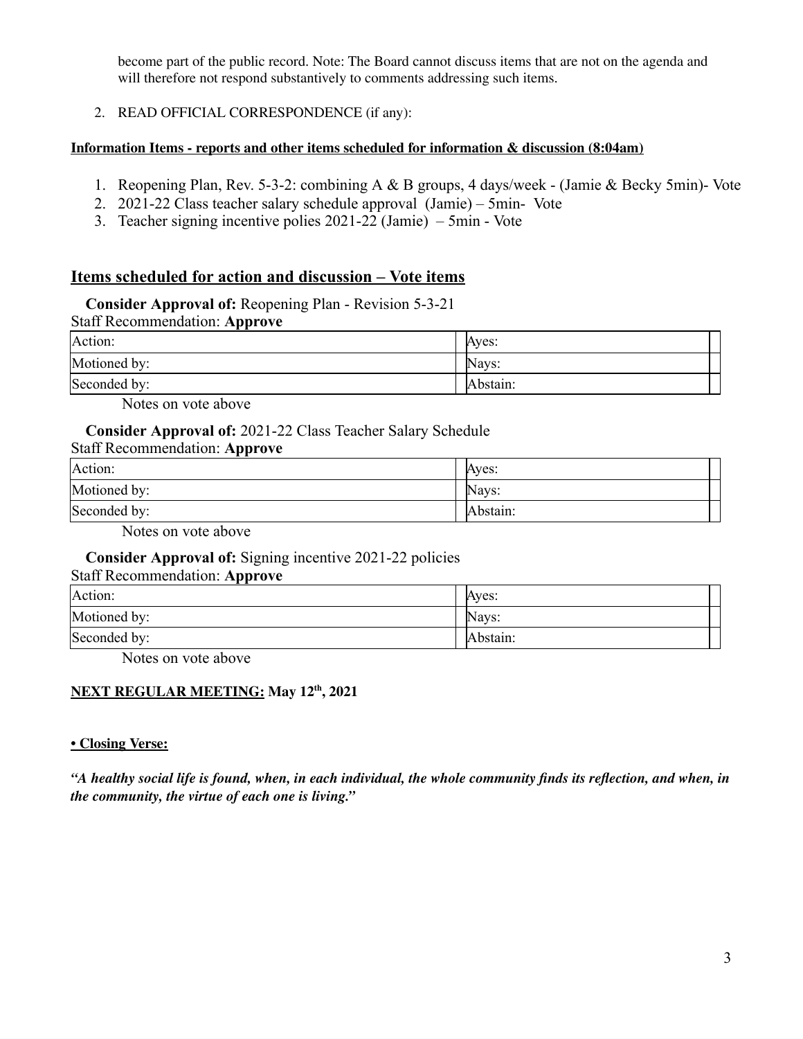become part of the public record. Note: The Board cannot discuss items that are not on the agenda and will therefore not respond substantively to comments addressing such items.

2. READ OFFICIAL CORRESPONDENCE (if any):

**Information Items - reports and other items scheduled for information & discussion (8:04am)**

1. Reopening Plan, Rev. 5-3-2: combining A & B groups, 4 days/week - (Jamie & Becky 5min)- Vote
2. 2021-22 Class teacher salary schedule approval (Jamie) – 5min- Vote
3. Teacher signing incentive polies 2021-22 (Jamie) – 5min - Vote

## Items scheduled for action and discussion – Vote items

**Consider Approval of:** Reopening Plan - Revision 5-3-21

Staff Recommendation: **Approve**

| | | | |
|---|---|---|---|
| Action: | | Ayes: | |
| Motioned by: | | Nays: | |
| Seconded by: | | Abstain: | |

Notes on vote above

**Consider Approval of:** 2021-22 Class Teacher Salary Schedule

Staff Recommendation: **Approve**

| | | | |
|---|---|---|---|
| Action: | | Ayes: | |
| Motioned by: | | Nays: | |
| Seconded by: | | Abstain: | |

Notes on vote above

**Consider Approval of:** Signing incentive 2021-22 policies

Staff Recommendation: **Approve**

| | | | |
|---|---|---|---|
| Action: | | Ayes: | |
| Motioned by: | | Nays: | |
| Seconded by: | | Abstain: | |

Notes on vote above

**NEXT REGULAR MEETING: May 12th, 2021**

**• Closing Verse:**

***"A healthy social life is found, when, in each individual, the whole community finds its reflection, and when, in the community, the virtue of each one is living."***